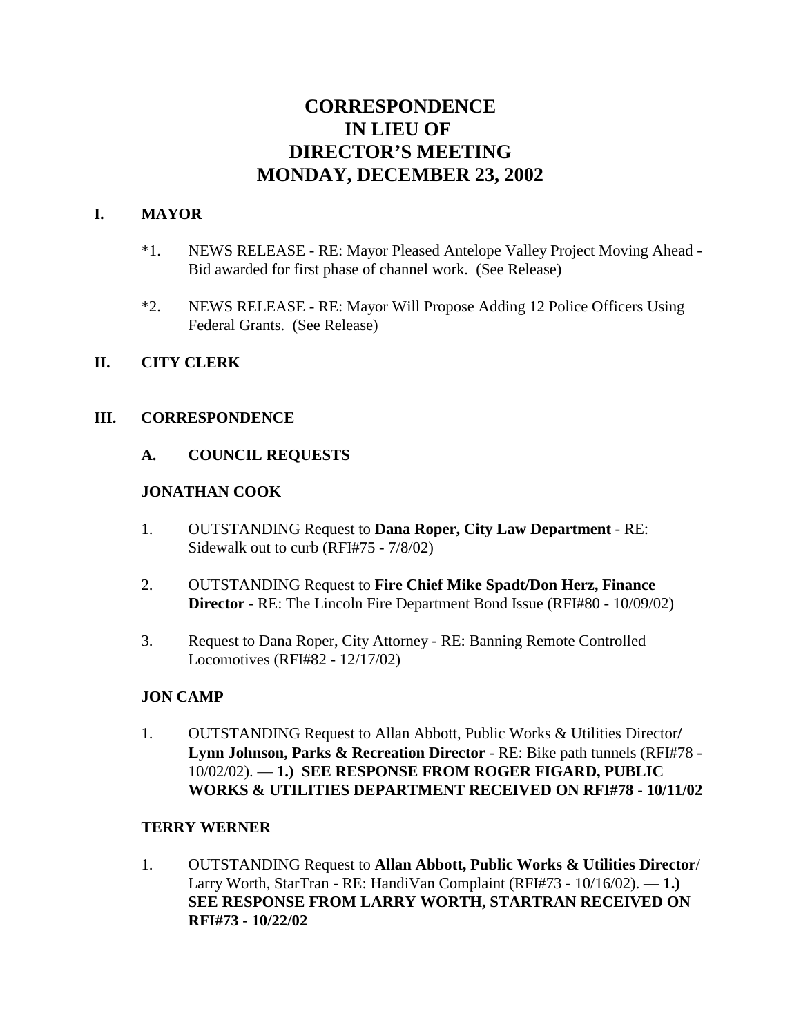# CORRESPONDENCE
# IN LIEU OF
# DIRECTOR'S MEETING
# MONDAY, DECEMBER 23, 2002

## I. MAYOR

*1. NEWS RELEASE - RE: Mayor Pleased Antelope Valley Project Moving Ahead - Bid awarded for first phase of channel work. (See Release)

*2. NEWS RELEASE - RE: Mayor Will Propose Adding 12 Police Officers Using Federal Grants. (See Release)

## II. CITY CLERK

## III. CORRESPONDENCE

### A. COUNCIL REQUESTS

**JONATHAN COOK**

1. OUTSTANDING Request to **Dana Roper, City Law Department** - RE: Sidewalk out to curb (RFI#75 - 7/8/02)

2. OUTSTANDING Request to **Fire Chief Mike Spadt/Don Herz, Finance Director** - RE: The Lincoln Fire Department Bond Issue (RFI#80 - 10/09/02)

3. Request to Dana Roper, City Attorney - RE: Banning Remote Controlled Locomotives (RFI#82 - 12/17/02)

**JON CAMP**

1. OUTSTANDING Request to Allan Abbott, Public Works & Utilities Director**/ Lynn Johnson, Parks & Recreation Director** - RE: Bike path tunnels (RFI#78 - 10/02/02). — **1.) SEE RESPONSE FROM ROGER FIGARD, PUBLIC WORKS & UTILITIES DEPARTMENT RECEIVED ON RFI#78 - 10/11/02**

**TERRY WERNER**

1. OUTSTANDING Request to **Allan Abbott, Public Works & Utilities Director**/ Larry Worth, StarTran - RE: HandiVan Complaint (RFI#73 - 10/16/02). — **1.) SEE RESPONSE FROM LARRY WORTH, STARTRAN RECEIVED ON RFI#73 - 10/22/02**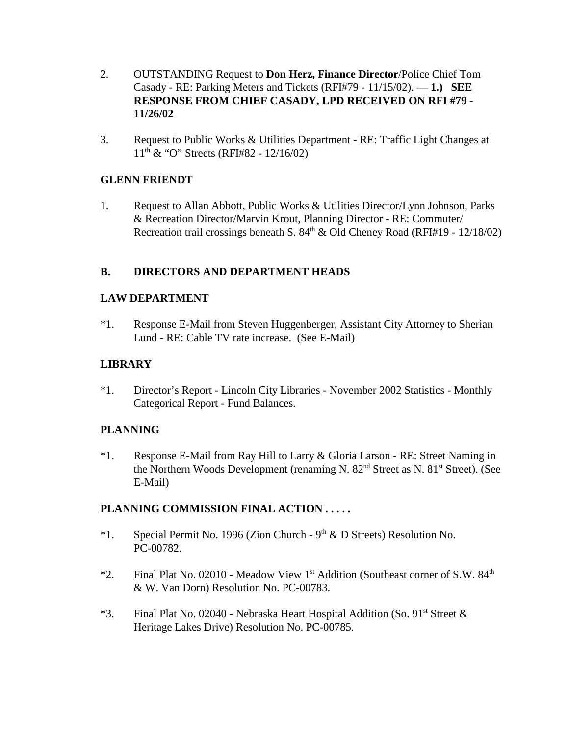2. OUTSTANDING Request to **Don Herz, Finance Director**/Police Chief Tom Casady - RE: Parking Meters and Tickets (RFI#79 - 11/15/02). — **1.) SEE RESPONSE FROM CHIEF CASADY, LPD RECEIVED ON RFI #79 - 11/26/02**

3. Request to Public Works & Utilities Department - RE: Traffic Light Changes at 11th & "O" Streets (RFI#82 - 12/16/02)

**GLENN FRIENDT**

1. Request to Allan Abbott, Public Works & Utilities Director/Lynn Johnson, Parks & Recreation Director/Marvin Krout, Planning Director - RE: Commuter/ Recreation trail crossings beneath S. 84th & Old Cheney Road (RFI#19 - 12/18/02)

## B. DIRECTORS AND DEPARTMENT HEADS

**LAW DEPARTMENT**

*1. Response E-Mail from Steven Huggenberger, Assistant City Attorney to Sherian Lund - RE: Cable TV rate increase. (See E-Mail)

**LIBRARY**

*1. Director's Report - Lincoln City Libraries - November 2002 Statistics - Monthly Categorical Report - Fund Balances.

**PLANNING**

*1. Response E-Mail from Ray Hill to Larry & Gloria Larson - RE: Street Naming in the Northern Woods Development (renaming N. 82nd Street as N. 81st Street). (See E-Mail)

**PLANNING COMMISSION FINAL ACTION . . . . .**

*1. Special Permit No. 1996 (Zion Church - 9th & D Streets) Resolution No. PC-00782.

*2. Final Plat No. 02010 - Meadow View 1st Addition (Southeast corner of S.W. 84th & W. Van Dorn) Resolution No. PC-00783.

*3. Final Plat No. 02040 - Nebraska Heart Hospital Addition (So. 91st Street & Heritage Lakes Drive) Resolution No. PC-00785.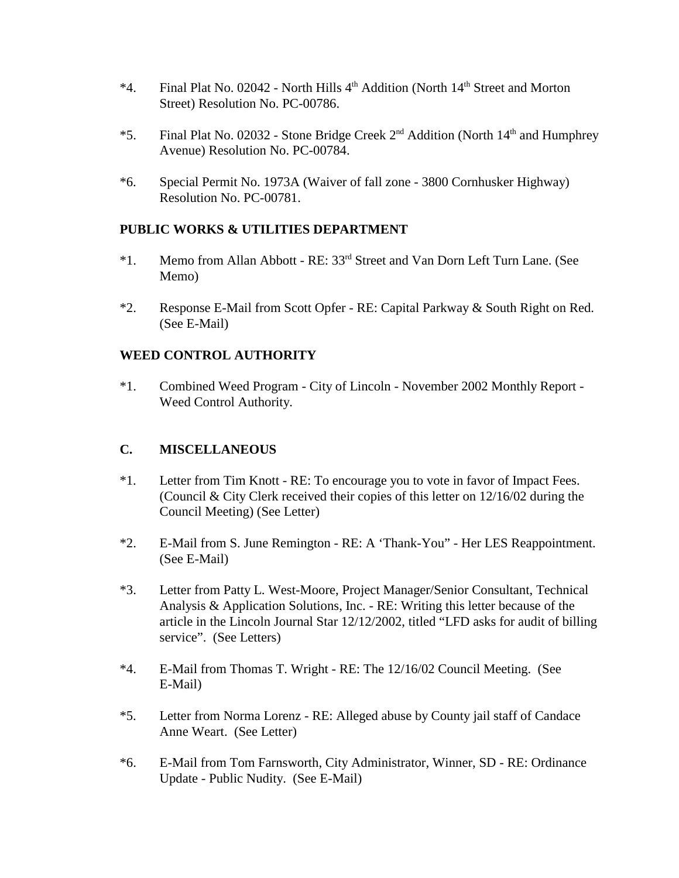*4. Final Plat No. 02042 - North Hills 4th Addition (North 14th Street and Morton Street) Resolution No. PC-00786.

*5. Final Plat No. 02032 - Stone Bridge Creek 2nd Addition (North 14th and Humphrey Avenue) Resolution No. PC-00784.

*6. Special Permit No. 1973A (Waiver of fall zone - 3800 Cornhusker Highway) Resolution No. PC-00781.

**PUBLIC WORKS & UTILITIES DEPARTMENT**

*1. Memo from Allan Abbott - RE: 33rd Street and Van Dorn Left Turn Lane. (See Memo)

*2. Response E-Mail from Scott Opfer - RE: Capital Parkway & South Right on Red. (See E-Mail)

**WEED CONTROL AUTHORITY**

*1. Combined Weed Program - City of Lincoln - November 2002 Monthly Report - Weed Control Authority.

## C. MISCELLANEOUS

*1. Letter from Tim Knott - RE: To encourage you to vote in favor of Impact Fees. (Council & City Clerk received their copies of this letter on 12/16/02 during the Council Meeting) (See Letter)

*2. E-Mail from S. June Remington - RE: A 'Thank-You" - Her LES Reappointment. (See E-Mail)

*3. Letter from Patty L. West-Moore, Project Manager/Senior Consultant, Technical Analysis & Application Solutions, Inc. - RE: Writing this letter because of the article in the Lincoln Journal Star 12/12/2002, titled "LFD asks for audit of billing service". (See Letters)

*4. E-Mail from Thomas T. Wright - RE: The 12/16/02 Council Meeting. (See E-Mail)

*5. Letter from Norma Lorenz - RE: Alleged abuse by County jail staff of Candace Anne Weart. (See Letter)

*6. E-Mail from Tom Farnsworth, City Administrator, Winner, SD - RE: Ordinance Update - Public Nudity. (See E-Mail)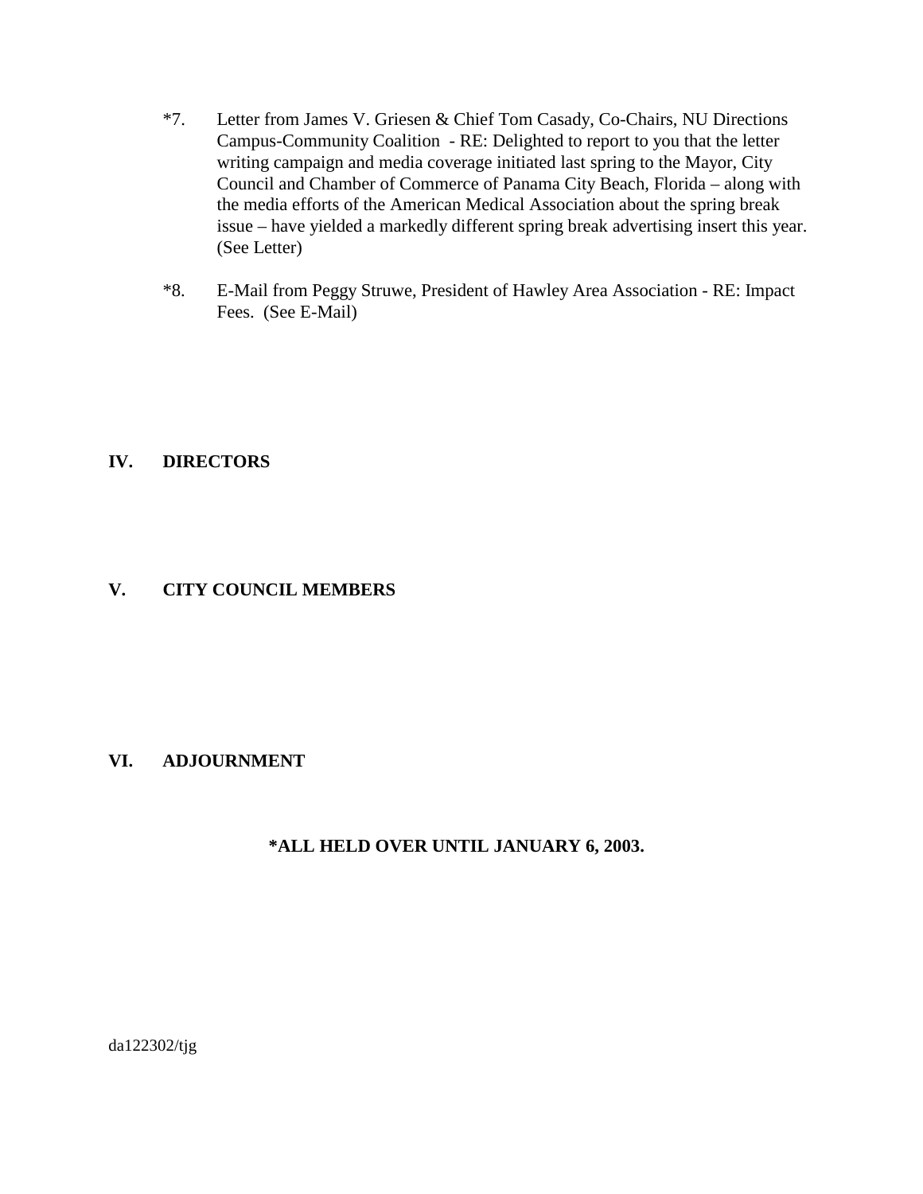*7. Letter from James V. Griesen & Chief Tom Casady, Co-Chairs, NU Directions Campus-Community Coalition - RE: Delighted to report to you that the letter writing campaign and media coverage initiated last spring to the Mayor, City Council and Chamber of Commerce of Panama City Beach, Florida – along with the media efforts of the American Medical Association about the spring break issue – have yielded a markedly different spring break advertising insert this year. (See Letter)

*8. E-Mail from Peggy Struwe, President of Hawley Area Association - RE: Impact Fees. (See E-Mail)

## IV. DIRECTORS

## V. CITY COUNCIL MEMBERS

## VI. ADJOURNMENT

**\*ALL HELD OVER UNTIL JANUARY 6, 2003.**

da122302/tjg